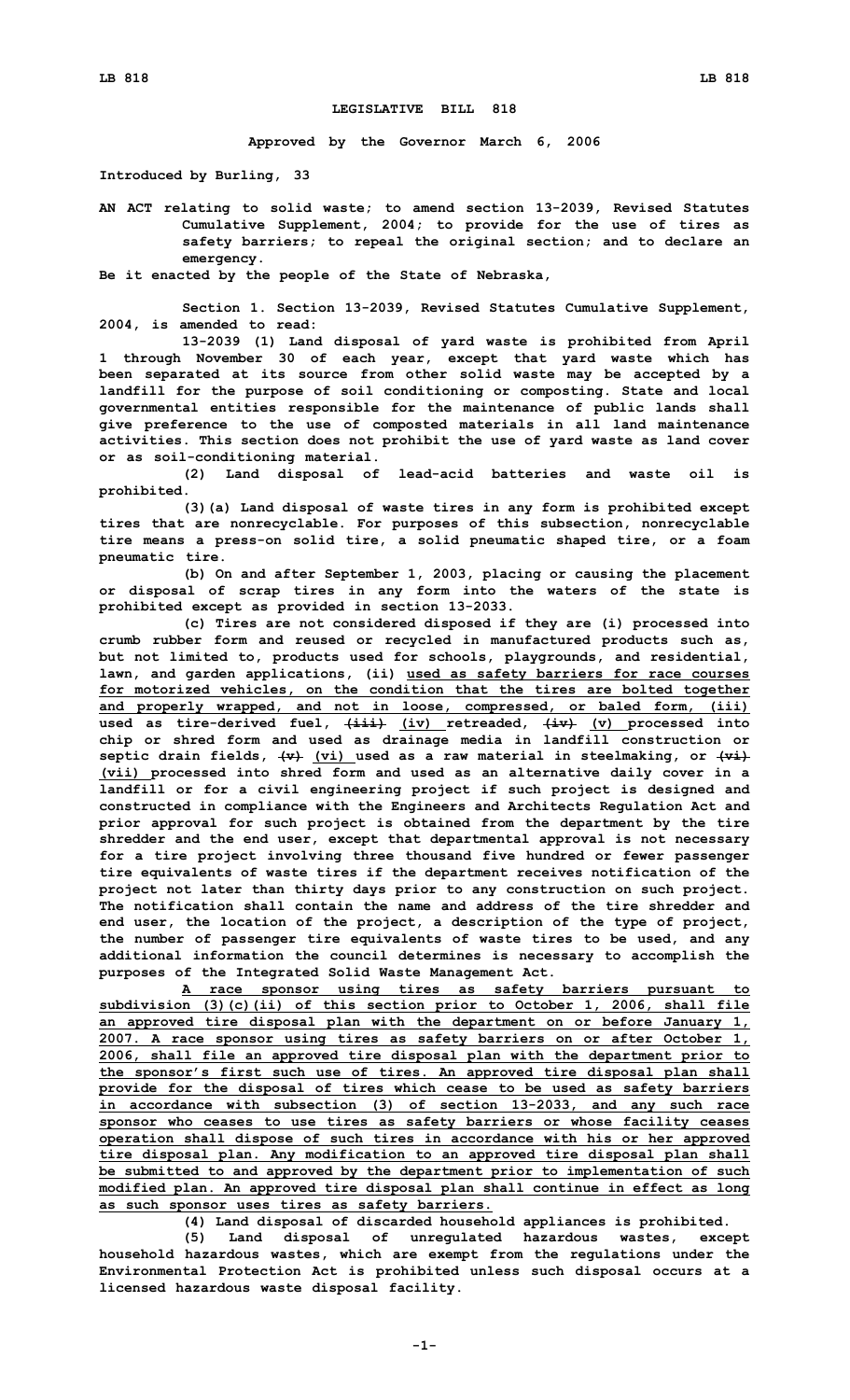# LEGISLATIVE BILL 818

**Approved by the Governor March 6, 2006**

**Introduced by Burling, 33**

**AN ACT relating to solid waste; to amend section 13-2039, Revised Statutes Cumulative Supplement, 2004; to provide for the use of tires as safety barriers; to repeal the original section; and to declare an emergency.**

**Be it enacted by the people of the State of Nebraska,**

**Section 1. Section 13-2039, Revised Statutes Cumulative Supplement, 2004, is amended to read:**

**13-2039 (1) Land disposal of yard waste is prohibited from April 1 through November 30 of each year, except that yard waste which has been separated at its source from other solid waste may be accepted by a landfill for the purpose of soil conditioning or composting. State and local governmental entities responsible for the maintenance of public lands shall give preference to the use of composted materials in all land maintenance activities. This section does not prohibit the use of yard waste as land cover or as soil-conditioning material.**

**(2) Land disposal of lead-acid batteries and waste oil is prohibited.**

**(3)(a) Land disposal of waste tires in any form is prohibited except tires that are nonrecyclable. For purposes of this subsection, nonrecyclable tire means a press-on solid tire, a solid pneumatic shaped tire, or a foam pneumatic tire.**

**(b) On and after September 1, 2003, placing or causing the placement or disposal of scrap tires in any form into the waters of the state is prohibited except as provided in section 13-2033.**

**(c) Tires are not considered disposed if they are (i) processed into crumb rubber form and reused or recycled in manufactured products such as, but not limited to, products used for schools, playgrounds, and residential, lawn, and garden applications, (ii) used as safety barriers for race courses for motorized vehicles, on the condition that the tires are bolted together and properly wrapped, and not in loose, compressed, or baled form, (iii) used as tire-derived fuel, ~~(iii)~~ (iv) retreaded, ~~(iv)~~ (v) processed into chip or shred form and used as drainage media in landfill construction or septic drain fields, ~~(v)~~ (vi) used as a raw material in steelmaking, or ~~(vi)~~ (vii) processed into shred form and used as an alternative daily cover in a landfill or for a civil engineering project if such project is designed and constructed in compliance with the Engineers and Architects Regulation Act and prior approval for such project is obtained from the department by the tire shredder and the end user, except that departmental approval is not necessary for a tire project involving three thousand five hundred or fewer passenger tire equivalents of waste tires if the department receives notification of the project not later than thirty days prior to any construction on such project. The notification shall contain the name and address of the tire shredder and end user, the location of the project, a description of the type of project, the number of passenger tire equivalents of waste tires to be used, and any additional information the council determines is necessary to accomplish the purposes of the Integrated Solid Waste Management Act.**

**A race sponsor using tires as safety barriers pursuant to subdivision (3)(c)(ii) of this section prior to October 1, 2006, shall file an approved tire disposal plan with the department on or before January 1, 2007. A race sponsor using tires as safety barriers on or after October 1, 2006, shall file an approved tire disposal plan with the department prior to the sponsor's first such use of tires. An approved tire disposal plan shall provide for the disposal of tires which cease to be used as safety barriers in accordance with subsection (3) of section 13-2033, and any such race sponsor who ceases to use tires as safety barriers or whose facility ceases operation shall dispose of such tires in accordance with his or her approved tire disposal plan. Any modification to an approved tire disposal plan shall be submitted to and approved by the department prior to implementation of such modified plan. An approved tire disposal plan shall continue in effect as long as such sponsor uses tires as safety barriers.**

**(4) Land disposal of discarded household appliances is prohibited.**

**(5) Land disposal of unregulated hazardous wastes, except household hazardous wastes, which are exempt from the regulations under the Environmental Protection Act is prohibited unless such disposal occurs at a licensed hazardous waste disposal facility.**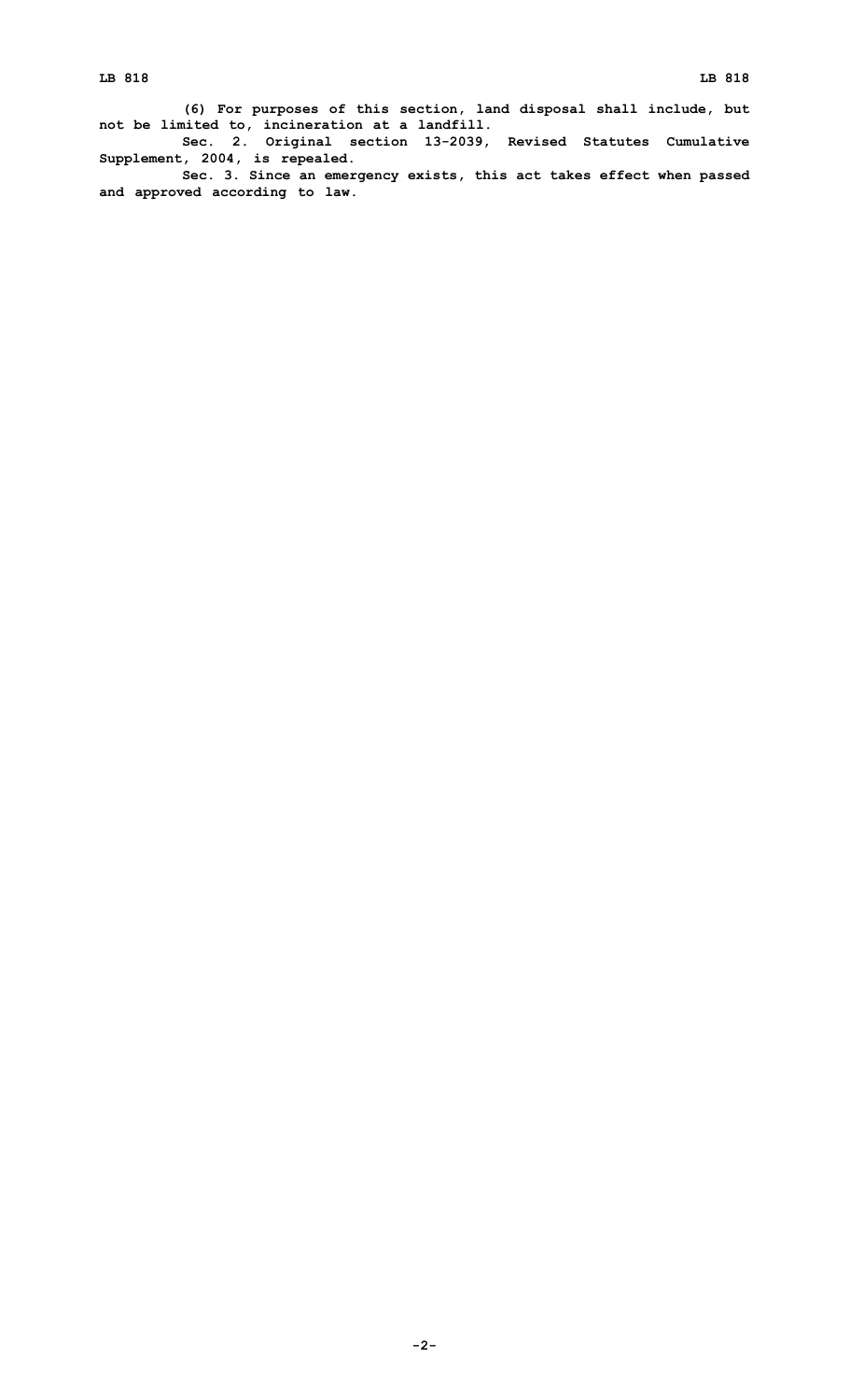**(6) For purposes of this section, land disposal shall include, but not be limited to, incineration at a landfill.**

**Sec. 2. Original section 13-2039, Revised Statutes Cumulative Supplement, 2004, is repealed.**

**Sec. 3. Since an emergency exists, this act takes effect when passed and approved according to law.**